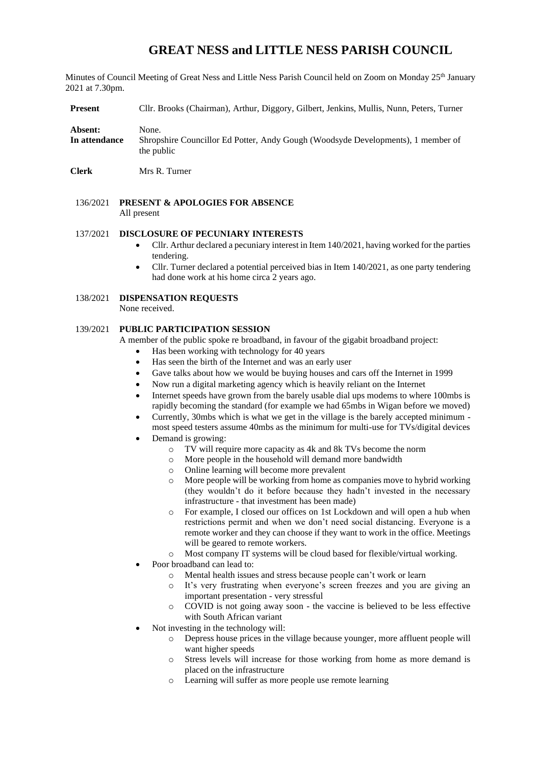# GREAT NESS and LITTLE NESS PARISH COUNCIL

Minutes of Council Meeting of Great Ness and Little Ness Parish Council held on Zoom on Monday 25th January 2021 at 7.30pm.

**Present** Cllr. Brooks (Chairman), Arthur, Diggory, Gilbert, Jenkins, Mullis, Nunn, Peters, Turner

**Absent:** None.

**In attendance** Shropshire Councillor Ed Potter, Andy Gough (Woodsyde Developments), 1 member of the public

**Clerk** Mrs R. Turner

136/2021 **PRESENT & APOLOGIES FOR ABSENCE**

All present

137/2021 **DISCLOSURE OF PECUNIARY INTERESTS**

- Cllr. Arthur declared a pecuniary interest in Item 140/2021, having worked for the parties tendering.
- Cllr. Turner declared a potential perceived bias in Item 140/2021, as one party tendering had done work at his home circa 2 years ago.

138/2021 **DISPENSATION REQUESTS**

None received.

139/2021 **PUBLIC PARTICIPATION SESSION**

A member of the public spoke re broadband, in favour of the gigabit broadband project:

- Has been working with technology for 40 years
- Has seen the birth of the Internet and was an early user
- Gave talks about how we would be buying houses and cars off the Internet in 1999
- Now run a digital marketing agency which is heavily reliant on the Internet
- Internet speeds have grown from the barely usable dial ups modems to where 100mbs is rapidly becoming the standard (for example we had 65mbs in Wigan before we moved)
- Currently, 30mbs which is what we get in the village is the barely accepted minimum - most speed testers assume 40mbs as the minimum for multi-use for TVs/digital devices
- Demand is growing:
  - TV will require more capacity as 4k and 8k TVs become the norm
  - More people in the household will demand more bandwidth
  - Online learning will become more prevalent
  - More people will be working from home as companies move to hybrid working (they wouldn't do it before because they hadn't invested in the necessary infrastructure - that investment has been made)
  - For example, I closed our offices on 1st Lockdown and will open a hub when restrictions permit and when we don't need social distancing. Everyone is a remote worker and they can choose if they want to work in the office. Meetings will be geared to remote workers.
  - Most company IT systems will be cloud based for flexible/virtual working.
- Poor broadband can lead to:
  - Mental health issues and stress because people can't work or learn
  - It's very frustrating when everyone's screen freezes and you are giving an important presentation - very stressful
  - COVID is not going away soon - the vaccine is believed to be less effective with South African variant
- Not investing in the technology will:
  - Depress house prices in the village because younger, more affluent people will want higher speeds
  - Stress levels will increase for those working from home as more demand is placed on the infrastructure
  - Learning will suffer as more people use remote learning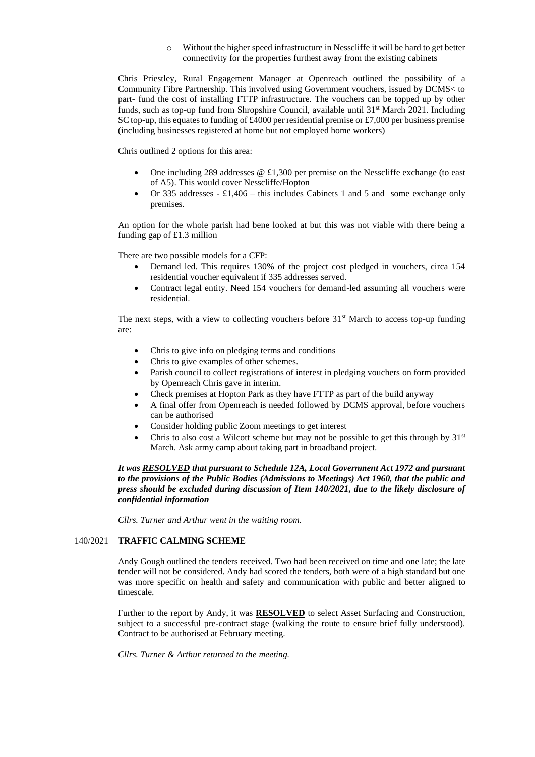- Without the higher speed infrastructure in Nesscliffe it will be hard to get better connectivity for the properties furthest away from the existing cabinets

Chris Priestley, Rural Engagement Manager at Openreach outlined the possibility of a Community Fibre Partnership. This involved using Government vouchers, issued by DCMS< to part- fund the cost of installing FTTP infrastructure. The vouchers can be topped up by other funds, such as top-up fund from Shropshire Council, available until 31st March 2021. Including SC top-up, this equates to funding of £4000 per residential premise or £7,000 per business premise (including businesses registered at home but not employed home workers)

Chris outlined 2 options for this area:

- One including 289 addresses @ £1,300 per premise on the Nesscliffe exchange (to east of A5). This would cover Nesscliffe/Hopton
- Or 335 addresses - £1,406 – this includes Cabinets 1 and 5 and some exchange only premises.

An option for the whole parish had bene looked at but this was not viable with there being a funding gap of £1.3 million

There are two possible models for a CFP:

- Demand led. This requires 130% of the project cost pledged in vouchers, circa 154 residential voucher equivalent if 335 addresses served.
- Contract legal entity. Need 154 vouchers for demand-led assuming all vouchers were residential.

The next steps, with a view to collecting vouchers before 31st March to access top-up funding are:

- Chris to give info on pledging terms and conditions
- Chris to give examples of other schemes.
- Parish council to collect registrations of interest in pledging vouchers on form provided by Openreach Chris gave in interim.
- Check premises at Hopton Park as they have FTTP as part of the build anyway
- A final offer from Openreach is needed followed by DCMS approval, before vouchers can be authorised
- Consider holding public Zoom meetings to get interest
- Chris to also cost a Wilcott scheme but may not be possible to get this through by 31st March. Ask army camp about taking part in broadband project.

***It was RESOLVED that pursuant to Schedule 12A, Local Government Act 1972 and pursuant to the provisions of the Public Bodies (Admissions to Meetings) Act 1960, that the public and press should be excluded during discussion of Item 140/2021, due to the likely disclosure of confidential information***

*Cllrs. Turner and Arthur went in the waiting room.*

### 140/2021 TRAFFIC CALMING SCHEME

Andy Gough outlined the tenders received. Two had been received on time and one late; the late tender will not be considered. Andy had scored the tenders, both were of a high standard but one was more specific on health and safety and communication with public and better aligned to timescale.

Further to the report by Andy, it was **RESOLVED** to select Asset Surfacing and Construction, subject to a successful pre-contract stage (walking the route to ensure brief fully understood). Contract to be authorised at February meeting.

*Cllrs. Turner & Arthur returned to the meeting.*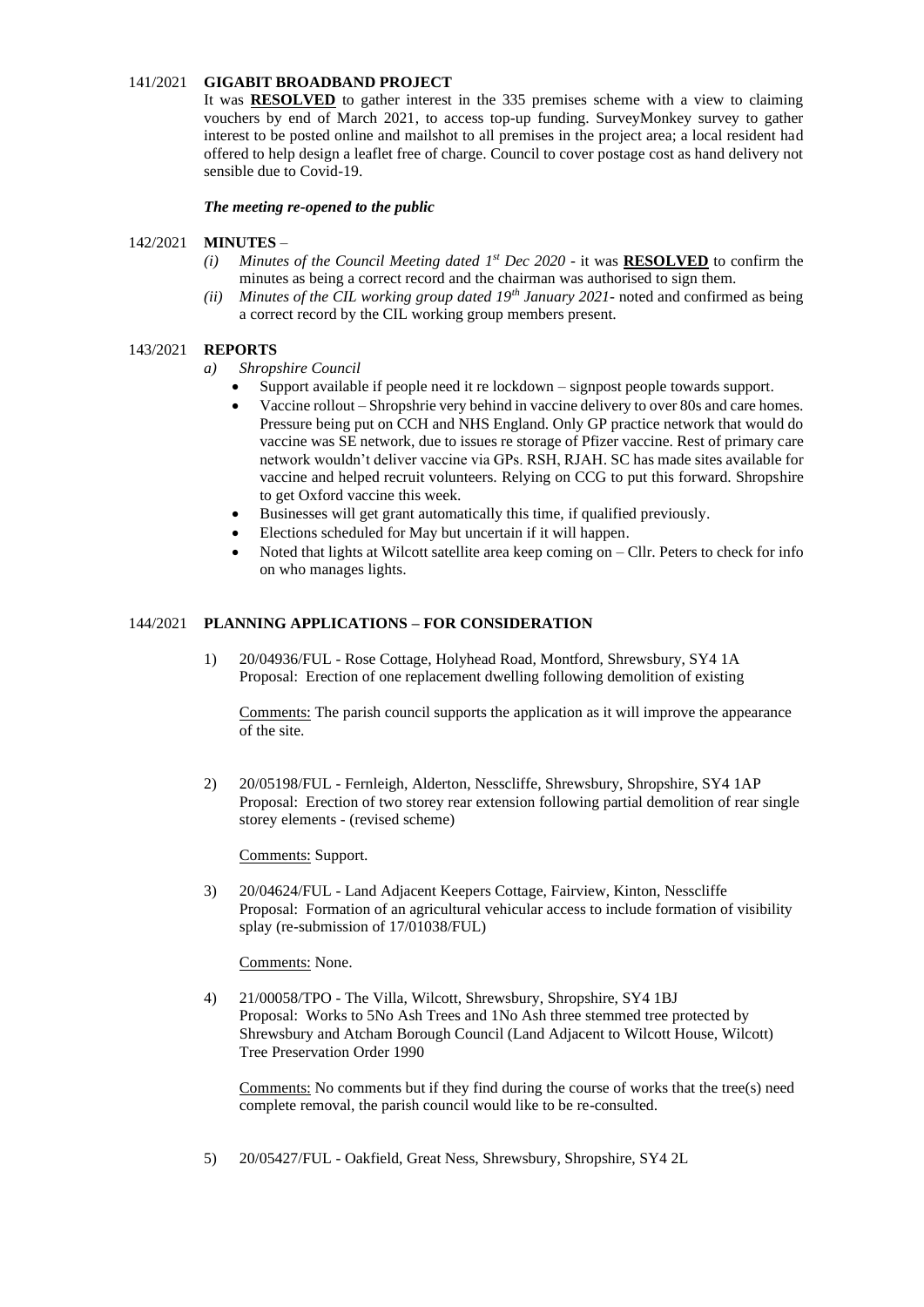141/2021 **GIGABIT BROADBAND PROJECT**

It was **RESOLVED** to gather interest in the 335 premises scheme with a view to claiming vouchers by end of March 2021, to access top-up funding. SurveyMonkey survey to gather interest to be posted online and mailshot to all premises in the project area; a local resident had offered to help design a leaflet free of charge. Council to cover postage cost as hand delivery not sensible due to Covid-19.

***The meeting re-opened to the public***

142/2021 **MINUTES** –

- *(i) Minutes of the Council Meeting dated 1st Dec 2020* - it was **RESOLVED** to confirm the minutes as being a correct record and the chairman was authorised to sign them.
- *(ii) Minutes of the CIL working group dated 19th January 2021*- noted and confirmed as being a correct record by the CIL working group members present.

143/2021 **REPORTS**

*a) Shropshire Council*

- Support available if people need it re lockdown – signpost people towards support.
- Vaccine rollout – Shropshrie very behind in vaccine delivery to over 80s and care homes. Pressure being put on CCH and NHS England. Only GP practice network that would do vaccine was SE network, due to issues re storage of Pfizer vaccine. Rest of primary care network wouldn't deliver vaccine via GPs. RSH, RJAH. SC has made sites available for vaccine and helped recruit volunteers. Relying on CCG to put this forward. Shropshire to get Oxford vaccine this week.
- Businesses will get grant automatically this time, if qualified previously.
- Elections scheduled for May but uncertain if it will happen.
- Noted that lights at Wilcott satellite area keep coming on – Cllr. Peters to check for info on who manages lights.

144/2021 **PLANNING APPLICATIONS – FOR CONSIDERATION**

1) 20/04936/FUL - Rose Cottage, Holyhead Road, Montford, Shrewsbury, SY4 1A
Proposal: Erection of one replacement dwelling following demolition of existing

Comments: The parish council supports the application as it will improve the appearance of the site.

2) 20/05198/FUL - Fernleigh, Alderton, Nesscliffe, Shrewsbury, Shropshire, SY4 1AP
Proposal: Erection of two storey rear extension following partial demolition of rear single storey elements - (revised scheme)

Comments: Support.

3) 20/04624/FUL - Land Adjacent Keepers Cottage, Fairview, Kinton, Nesscliffe
Proposal: Formation of an agricultural vehicular access to include formation of visibility splay (re-submission of 17/01038/FUL)

Comments: None.

4) 21/00058/TPO - The Villa, Wilcott, Shrewsbury, Shropshire, SY4 1BJ
Proposal: Works to 5No Ash Trees and 1No Ash three stemmed tree protected by Shrewsbury and Atcham Borough Council (Land Adjacent to Wilcott House, Wilcott) Tree Preservation Order 1990

Comments: No comments but if they find during the course of works that the tree(s) need complete removal, the parish council would like to be re-consulted.

5) 20/05427/FUL - Oakfield, Great Ness, Shrewsbury, Shropshire, SY4 2L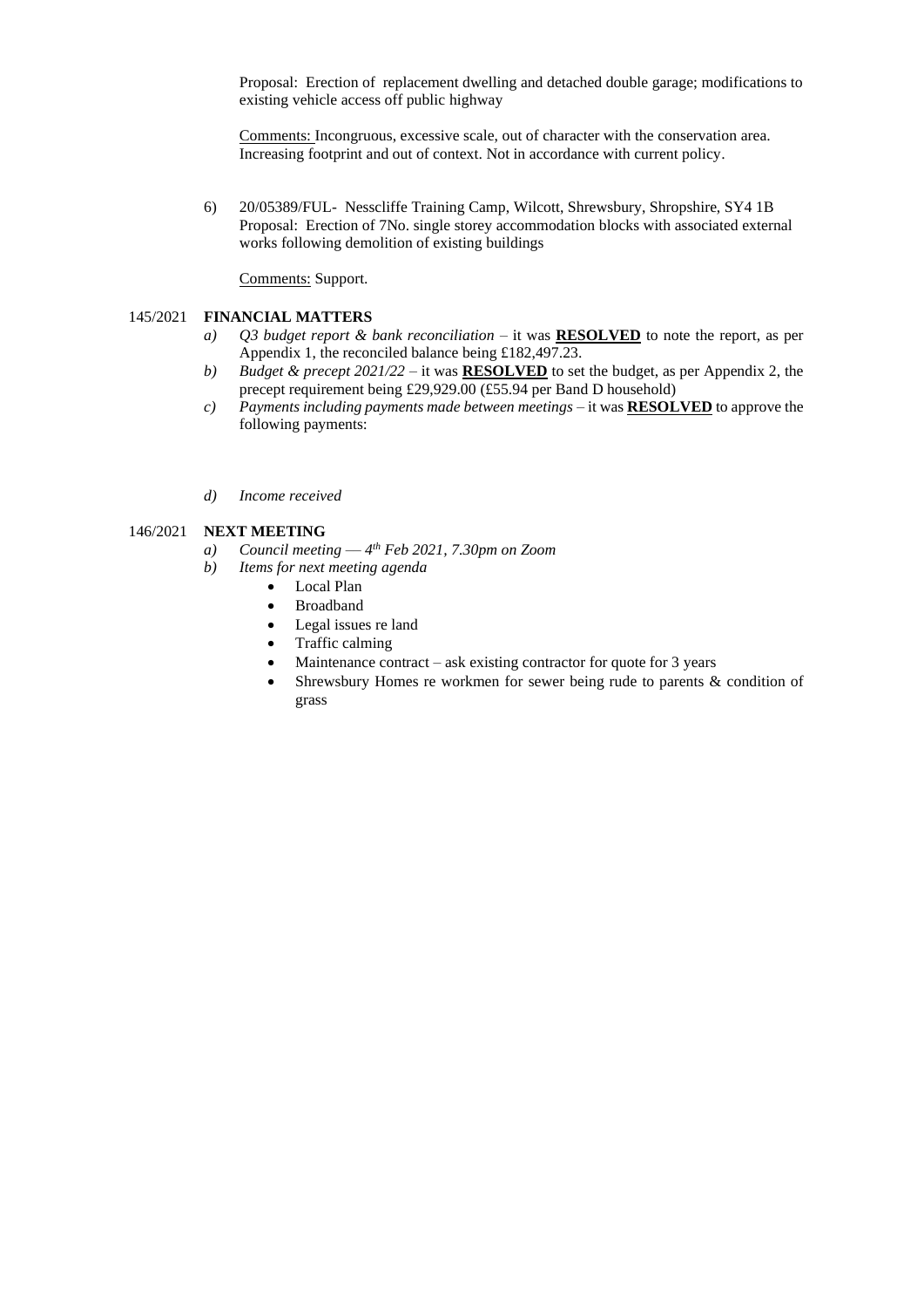Proposal: Erection of replacement dwelling and detached double garage; modifications to existing vehicle access off public highway

Comments: Incongruous, excessive scale, out of character with the conservation area. Increasing footprint and out of context. Not in accordance with current policy.

6) 20/05389/FUL- Nesscliffe Training Camp, Wilcott, Shrewsbury, Shropshire, SY4 1B
Proposal: Erection of 7No. single storey accommodation blocks with associated external works following demolition of existing buildings

Comments: Support.

**145/2021 FINANCIAL MATTERS**

a) *Q3 budget report & bank reconciliation* – it was **RESOLVED** to note the report, as per Appendix 1, the reconciled balance being £182,497.23.

b) *Budget & precept 2021/22* – it was **RESOLVED** to set the budget, as per Appendix 2, the precept requirement being £29,929.00 (£55.94 per Band D household)

c) *Payments including payments made between meetings* – it was **RESOLVED** to approve the following payments:

d) *Income received*

**146/2021 NEXT MEETING**

a) *Council meeting — 4th Feb 2021, 7.30pm on Zoom*

b) *Items for next meeting agenda*

- Local Plan
- Broadband
- Legal issues re land
- Traffic calming
- Maintenance contract – ask existing contractor for quote for 3 years
- Shrewsbury Homes re workmen for sewer being rude to parents & condition of grass